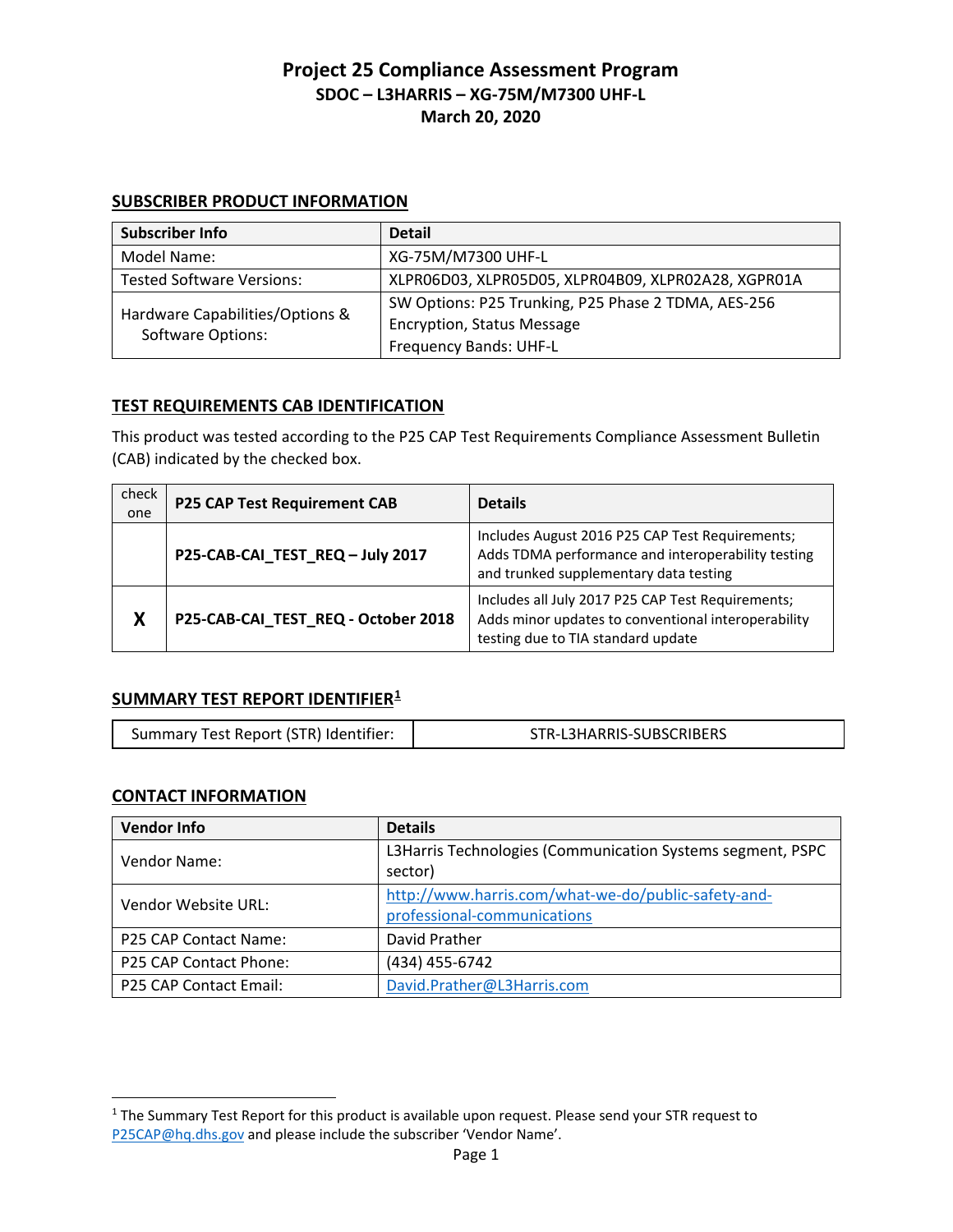# Project 25 Compliance Assessment Program

## SDOC – L3HARRIS – XG-75M/M7300 UHF-L

## March 20, 2020

### SUBSCRIBER PRODUCT INFORMATION

| Subscriber Info | Detail |
| --- | --- |
| Model Name: | XG-75M/M7300 UHF-L |
| Tested Software Versions: | XLPR06D03, XLPR05D05, XLPR04B09, XLPR02A28, XGPR01A |
| Hardware Capabilities/Options & Software Options: | SW Options: P25 Trunking, P25 Phase 2 TDMA, AES-256 Encryption, Status Message<br>Frequency Bands: UHF-L |

### TEST REQUIREMENTS CAB IDENTIFICATION

This product was tested according to the P25 CAP Test Requirements Compliance Assessment Bulletin (CAB) indicated by the checked box.

| check one | P25 CAP Test Requirement CAB | Details |
| --- | --- | --- |
| | **P25-CAB-CAI_TEST_REQ – July 2017** | Includes August 2016 P25 CAP Test Requirements; Adds TDMA performance and interoperability testing and trunked supplementary data testing |
| **X** | **P25-CAB-CAI_TEST_REQ - October 2018** | Includes all July 2017 P25 CAP Test Requirements; Adds minor updates to conventional interoperability testing due to TIA standard update |

### SUMMARY TEST REPORT IDENTIFIER[1]

| Summary Test Report (STR) Identifier: | STR-L3HARRIS-SUBSCRIBERS |
| --- | --- |

### CONTACT INFORMATION

| Vendor Info | Details |
| --- | --- |
| Vendor Name: | L3Harris Technologies (Communication Systems segment, PSPC sector) |
| Vendor Website URL: | http://www.harris.com/what-we-do/public-safety-and-professional-communications |
| P25 CAP Contact Name: | David Prather |
| P25 CAP Contact Phone: | (434) 455-6742 |
| P25 CAP Contact Email: | David.Prather@L3Harris.com |

[1] The Summary Test Report for this product is available upon request. Please send your STR request to P25CAP@hq.dhs.gov and please include the subscriber 'Vendor Name'.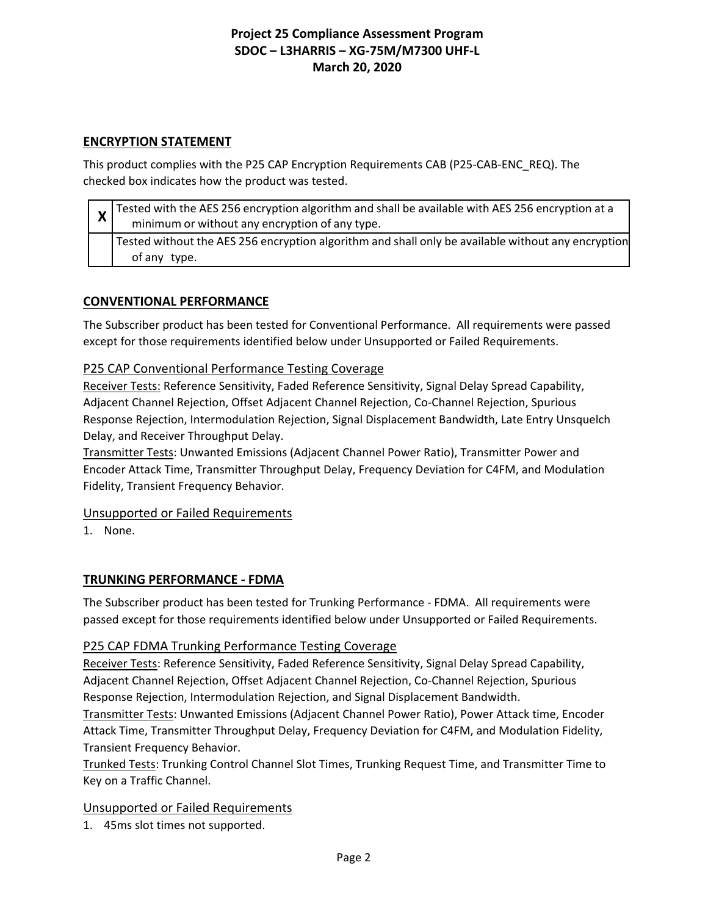## ENCRYPTION STATEMENT

This product complies with the P25 CAP Encryption Requirements CAB (P25-CAB-ENC_REQ). The checked box indicates how the product was tested.

| | |
|---|---|
| **X** | Tested with the AES 256 encryption algorithm and shall be available with AES 256 encryption at a minimum or without any encryption of any type. |
| | Tested without the AES 256 encryption algorithm and shall only be available without any encryption of any type. |

## CONVENTIONAL PERFORMANCE

The Subscriber product has been tested for Conventional Performance. All requirements were passed except for those requirements identified below under Unsupported or Failed Requirements.

### P25 CAP Conventional Performance Testing Coverage

Receiver Tests: Reference Sensitivity, Faded Reference Sensitivity, Signal Delay Spread Capability, Adjacent Channel Rejection, Offset Adjacent Channel Rejection, Co-Channel Rejection, Spurious Response Rejection, Intermodulation Rejection, Signal Displacement Bandwidth, Late Entry Unsquelch Delay, and Receiver Throughput Delay.

Transmitter Tests: Unwanted Emissions (Adjacent Channel Power Ratio), Transmitter Power and Encoder Attack Time, Transmitter Throughput Delay, Frequency Deviation for C4FM, and Modulation Fidelity, Transient Frequency Behavior.

### Unsupported or Failed Requirements

1. None.

## TRUNKING PERFORMANCE - FDMA

The Subscriber product has been tested for Trunking Performance - FDMA. All requirements were passed except for those requirements identified below under Unsupported or Failed Requirements.

### P25 CAP FDMA Trunking Performance Testing Coverage

Receiver Tests: Reference Sensitivity, Faded Reference Sensitivity, Signal Delay Spread Capability, Adjacent Channel Rejection, Offset Adjacent Channel Rejection, Co-Channel Rejection, Spurious Response Rejection, Intermodulation Rejection, and Signal Displacement Bandwidth.

Transmitter Tests: Unwanted Emissions (Adjacent Channel Power Ratio), Power Attack time, Encoder Attack Time, Transmitter Throughput Delay, Frequency Deviation for C4FM, and Modulation Fidelity, Transient Frequency Behavior.

Trunked Tests: Trunking Control Channel Slot Times, Trunking Request Time, and Transmitter Time to Key on a Traffic Channel.

### Unsupported or Failed Requirements

1. 45ms slot times not supported.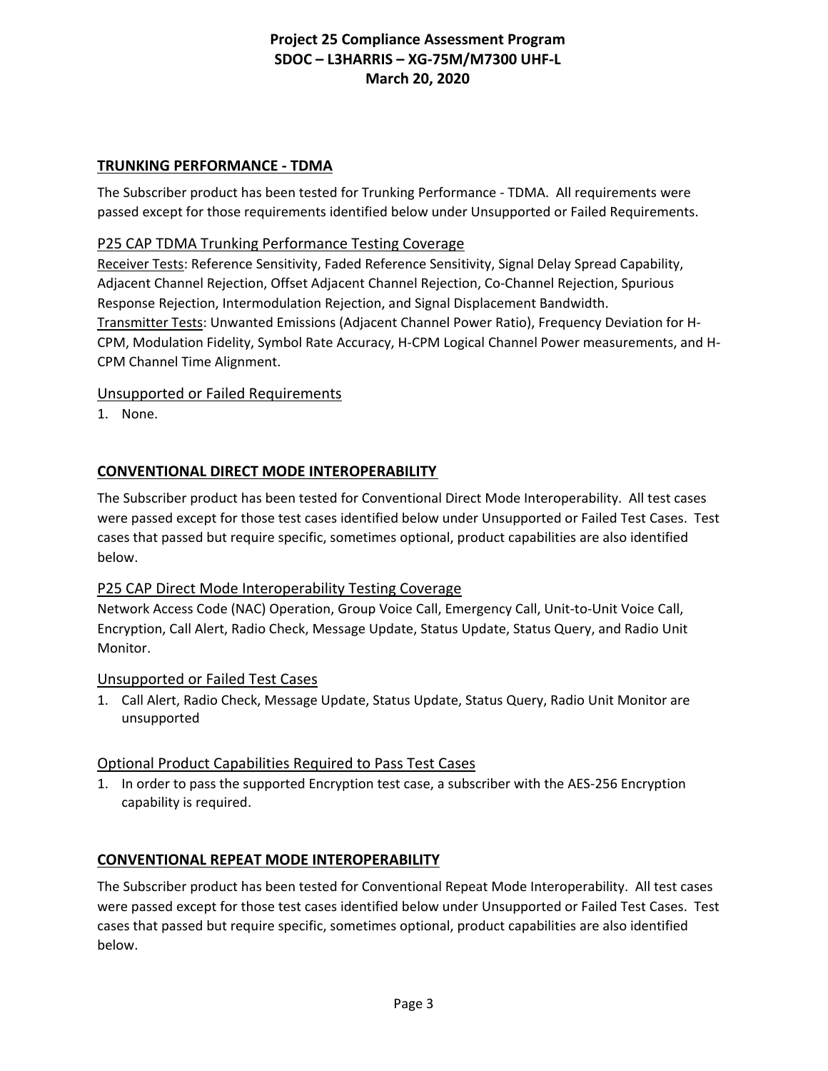## TRUNKING PERFORMANCE - TDMA

The Subscriber product has been tested for Trunking Performance - TDMA. All requirements were passed except for those requirements identified below under Unsupported or Failed Requirements.

### P25 CAP TDMA Trunking Performance Testing Coverage

Receiver Tests: Reference Sensitivity, Faded Reference Sensitivity, Signal Delay Spread Capability, Adjacent Channel Rejection, Offset Adjacent Channel Rejection, Co-Channel Rejection, Spurious Response Rejection, Intermodulation Rejection, and Signal Displacement Bandwidth.
Transmitter Tests: Unwanted Emissions (Adjacent Channel Power Ratio), Frequency Deviation for H-CPM, Modulation Fidelity, Symbol Rate Accuracy, H-CPM Logical Channel Power measurements, and H-CPM Channel Time Alignment.

### Unsupported or Failed Requirements

1. None.

## CONVENTIONAL DIRECT MODE INTEROPERABILITY

The Subscriber product has been tested for Conventional Direct Mode Interoperability. All test cases were passed except for those test cases identified below under Unsupported or Failed Test Cases. Test cases that passed but require specific, sometimes optional, product capabilities are also identified below.

### P25 CAP Direct Mode Interoperability Testing Coverage

Network Access Code (NAC) Operation, Group Voice Call, Emergency Call, Unit-to-Unit Voice Call, Encryption, Call Alert, Radio Check, Message Update, Status Update, Status Query, and Radio Unit Monitor.

### Unsupported or Failed Test Cases

1. Call Alert, Radio Check, Message Update, Status Update, Status Query, Radio Unit Monitor are unsupported

### Optional Product Capabilities Required to Pass Test Cases

1. In order to pass the supported Encryption test case, a subscriber with the AES-256 Encryption capability is required.

## CONVENTIONAL REPEAT MODE INTEROPERABILITY

The Subscriber product has been tested for Conventional Repeat Mode Interoperability. All test cases were passed except for those test cases identified below under Unsupported or Failed Test Cases. Test cases that passed but require specific, sometimes optional, product capabilities are also identified below.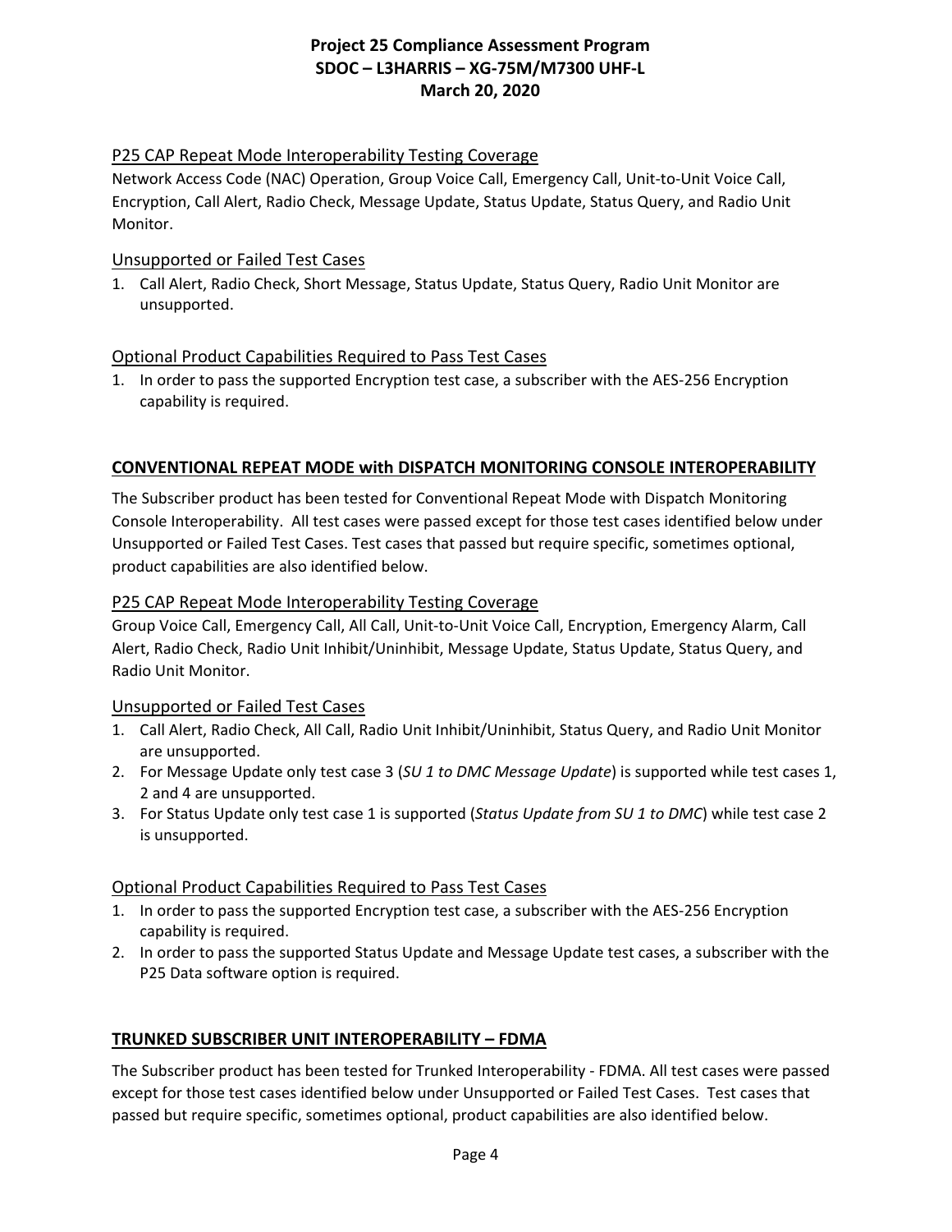### P25 CAP Repeat Mode Interoperability Testing Coverage

Network Access Code (NAC) Operation, Group Voice Call, Emergency Call, Unit-to-Unit Voice Call, Encryption, Call Alert, Radio Check, Message Update, Status Update, Status Query, and Radio Unit Monitor.

### Unsupported or Failed Test Cases

1. Call Alert, Radio Check, Short Message, Status Update, Status Query, Radio Unit Monitor are unsupported.

### Optional Product Capabilities Required to Pass Test Cases

1. In order to pass the supported Encryption test case, a subscriber with the AES-256 Encryption capability is required.

## CONVENTIONAL REPEAT MODE with DISPATCH MONITORING CONSOLE INTEROPERABILITY

The Subscriber product has been tested for Conventional Repeat Mode with Dispatch Monitoring Console Interoperability. All test cases were passed except for those test cases identified below under Unsupported or Failed Test Cases. Test cases that passed but require specific, sometimes optional, product capabilities are also identified below.

### P25 CAP Repeat Mode Interoperability Testing Coverage

Group Voice Call, Emergency Call, All Call, Unit-to-Unit Voice Call, Encryption, Emergency Alarm, Call Alert, Radio Check, Radio Unit Inhibit/Uninhibit, Message Update, Status Update, Status Query, and Radio Unit Monitor.

### Unsupported or Failed Test Cases

1. Call Alert, Radio Check, All Call, Radio Unit Inhibit/Uninhibit, Status Query, and Radio Unit Monitor are unsupported.
2. For Message Update only test case 3 (*SU 1 to DMC Message Update*) is supported while test cases 1, 2 and 4 are unsupported.
3. For Status Update only test case 1 is supported (*Status Update from SU 1 to DMC*) while test case 2 is unsupported.

### Optional Product Capabilities Required to Pass Test Cases

1. In order to pass the supported Encryption test case, a subscriber with the AES-256 Encryption capability is required.
2. In order to pass the supported Status Update and Message Update test cases, a subscriber with the P25 Data software option is required.

## TRUNKED SUBSCRIBER UNIT INTEROPERABILITY – FDMA

The Subscriber product has been tested for Trunked Interoperability - FDMA. All test cases were passed except for those test cases identified below under Unsupported or Failed Test Cases. Test cases that passed but require specific, sometimes optional, product capabilities are also identified below.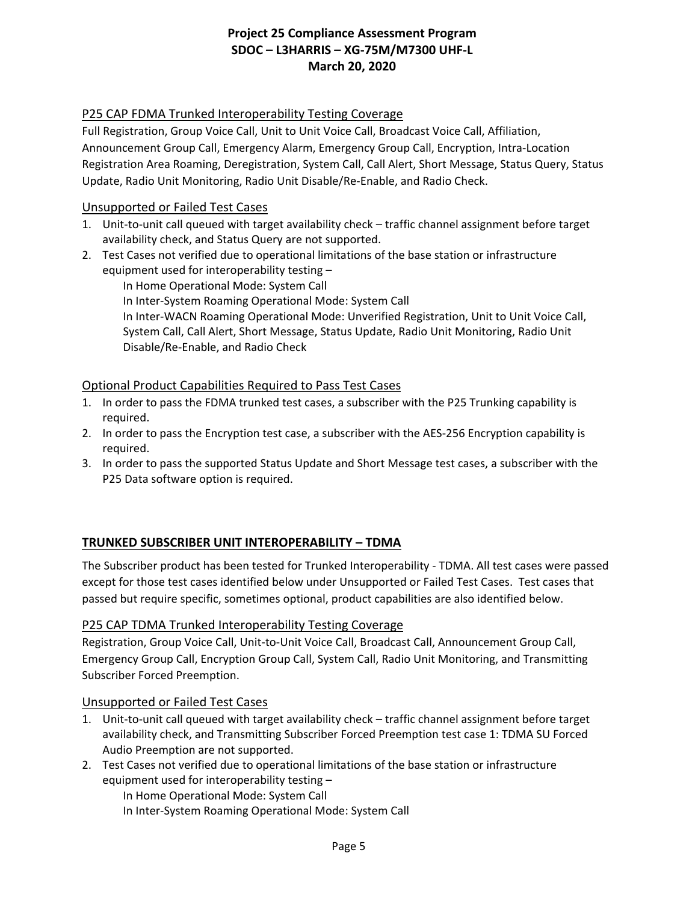### P25 CAP FDMA Trunked Interoperability Testing Coverage

Full Registration, Group Voice Call, Unit to Unit Voice Call, Broadcast Voice Call, Affiliation, Announcement Group Call, Emergency Alarm, Emergency Group Call, Encryption, Intra-Location Registration Area Roaming, Deregistration, System Call, Call Alert, Short Message, Status Query, Status Update, Radio Unit Monitoring, Radio Unit Disable/Re-Enable, and Radio Check.

### Unsupported or Failed Test Cases

1. Unit-to-unit call queued with target availability check – traffic channel assignment before target availability check, and Status Query are not supported.
2. Test Cases not verified due to operational limitations of the base station or infrastructure equipment used for interoperability testing –
   - In Home Operational Mode: System Call
   - In Inter-System Roaming Operational Mode: System Call
   - In Inter-WACN Roaming Operational Mode: Unverified Registration, Unit to Unit Voice Call, System Call, Call Alert, Short Message, Status Update, Radio Unit Monitoring, Radio Unit Disable/Re-Enable, and Radio Check

### Optional Product Capabilities Required to Pass Test Cases

1. In order to pass the FDMA trunked test cases, a subscriber with the P25 Trunking capability is required.
2. In order to pass the Encryption test case, a subscriber with the AES-256 Encryption capability is required.
3. In order to pass the supported Status Update and Short Message test cases, a subscriber with the P25 Data software option is required.

## TRUNKED SUBSCRIBER UNIT INTEROPERABILITY – TDMA

The Subscriber product has been tested for Trunked Interoperability - TDMA. All test cases were passed except for those test cases identified below under Unsupported or Failed Test Cases. Test cases that passed but require specific, sometimes optional, product capabilities are also identified below.

### P25 CAP TDMA Trunked Interoperability Testing Coverage

Registration, Group Voice Call, Unit-to-Unit Voice Call, Broadcast Call, Announcement Group Call, Emergency Group Call, Encryption Group Call, System Call, Radio Unit Monitoring, and Transmitting Subscriber Forced Preemption.

### Unsupported or Failed Test Cases

1. Unit-to-unit call queued with target availability check – traffic channel assignment before target availability check, and Transmitting Subscriber Forced Preemption test case 1: TDMA SU Forced Audio Preemption are not supported.
2. Test Cases not verified due to operational limitations of the base station or infrastructure equipment used for interoperability testing –
   - In Home Operational Mode: System Call
   - In Inter-System Roaming Operational Mode: System Call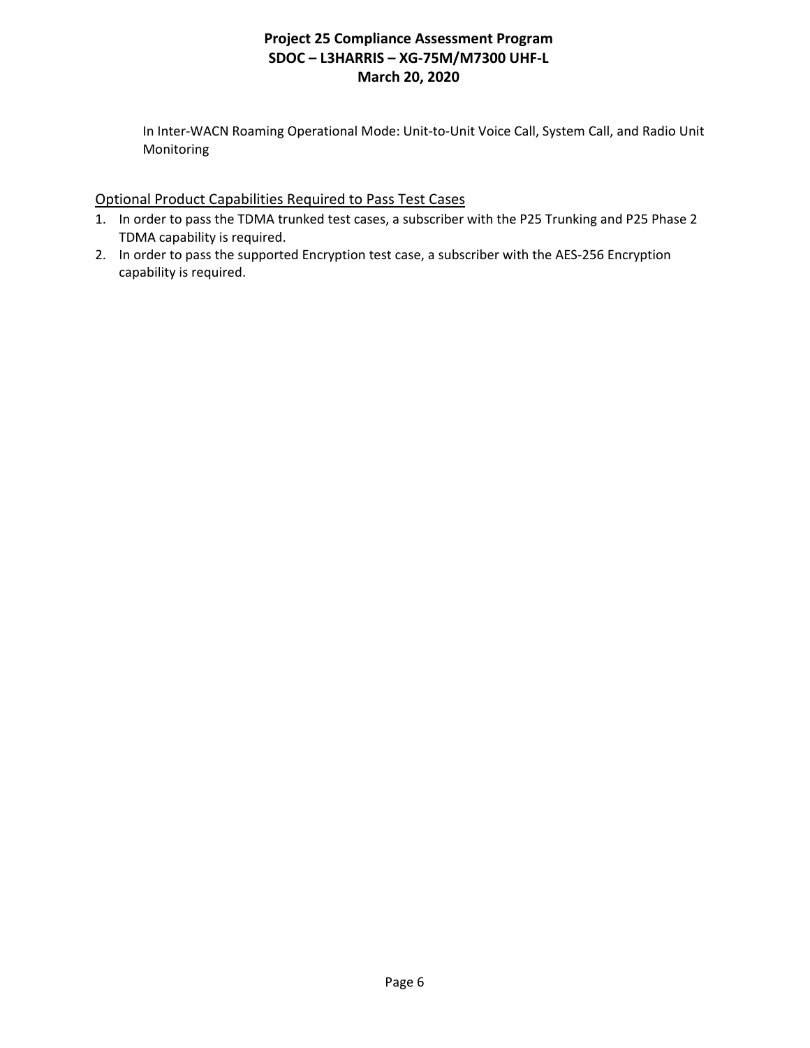In Inter-WACN Roaming Operational Mode: Unit-to-Unit Voice Call, System Call, and Radio Unit Monitoring

## Optional Product Capabilities Required to Pass Test Cases

1. In order to pass the TDMA trunked test cases, a subscriber with the P25 Trunking and P25 Phase 2 TDMA capability is required.
2. In order to pass the supported Encryption test case, a subscriber with the AES-256 Encryption capability is required.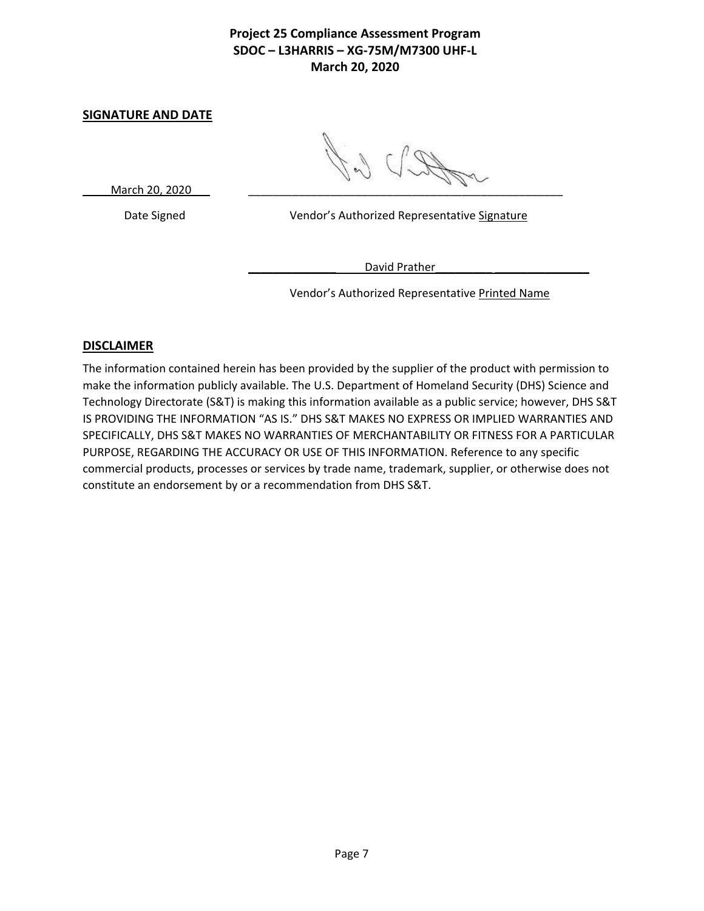## SIGNATURE AND DATE

March 20, 2020

Date Signed

Vendor's Authorized Representative Signature

David Prather

Vendor's Authorized Representative Printed Name

## DISCLAIMER

The information contained herein has been provided by the supplier of the product with permission to make the information publicly available. The U.S. Department of Homeland Security (DHS) Science and Technology Directorate (S&T) is making this information available as a public service; however, DHS S&T IS PROVIDING THE INFORMATION "AS IS." DHS S&T MAKES NO EXPRESS OR IMPLIED WARRANTIES AND SPECIFICALLY, DHS S&T MAKES NO WARRANTIES OF MERCHANTABILITY OR FITNESS FOR A PARTICULAR PURPOSE, REGARDING THE ACCURACY OR USE OF THIS INFORMATION. Reference to any specific commercial products, processes or services by trade name, trademark, supplier, or otherwise does not constitute an endorsement by or a recommendation from DHS S&T.